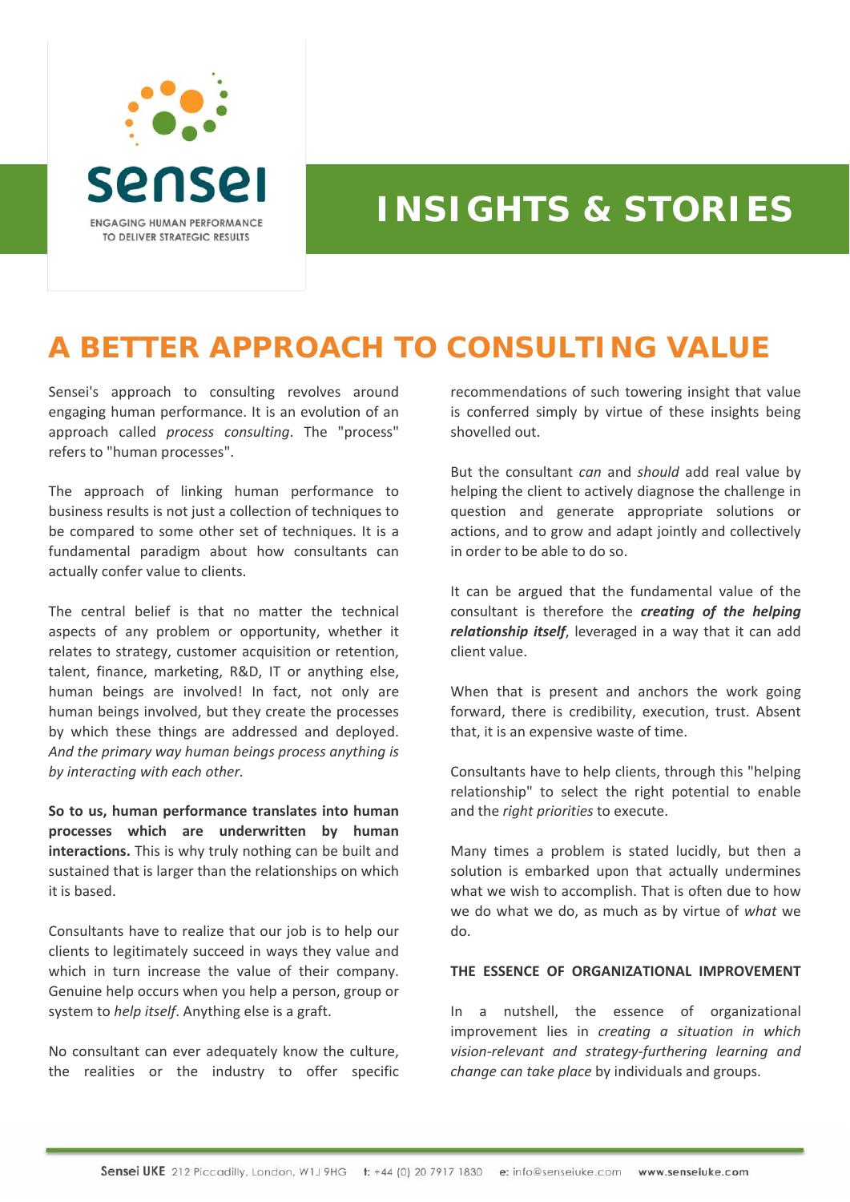# sensei

ENGAGING HUMAN PERFORMANCE TO DELIVER STRATEGIC RESULTS

# INSIGHTS & STORIES

## A BETTER APPROACH TO CONSULTING VALUE

Sensei's approach to consulting revolves around engaging human performance. It is an evolution of an approach called *process consulting*. The "process" refers to "human processes".

The approach of linking human performance to business results is not just a collection of techniques to be compared to some other set of techniques. It is a fundamental paradigm about how consultants can actually confer value to clients.

The central belief is that no matter the technical aspects of any problem or opportunity, whether it relates to strategy, customer acquisition or retention, talent, finance, marketing, R&D, IT or anything else, human beings are involved! In fact, not only are human beings involved, but they create the processes by which these things are addressed and deployed. *And the primary way human beings process anything is by interacting with each other.*

**So to us, human performance translates into human processes which are underwritten by human interactions.** This is why truly nothing can be built and sustained that is larger than the relationships on which it is based.

Consultants have to realize that our job is to help our clients to legitimately succeed in ways they value and which in turn increase the value of their company. Genuine help occurs when you help a person, group or system to *help itself*. Anything else is a graft.

No consultant can ever adequately know the culture, the realities or the industry to offer specific recommendations of such towering insight that value is conferred simply by virtue of these insights being shovelled out.

But the consultant *can* and *should* add real value by helping the client to actively diagnose the challenge in question and generate appropriate solutions or actions, and to grow and adapt jointly and collectively in order to be able to do so.

It can be argued that the fundamental value of the consultant is therefore the ***creating of the helping relationship itself***, leveraged in a way that it can add client value.

When that is present and anchors the work going forward, there is credibility, execution, trust. Absent that, it is an expensive waste of time.

Consultants have to help clients, through this "helping relationship" to select the right potential to enable and the *right priorities* to execute.

Many times a problem is stated lucidly, but then a solution is embarked upon that actually undermines what we wish to accomplish. That is often due to how we do what we do, as much as by virtue of *what* we do.

### THE ESSENCE OF ORGANIZATIONAL IMPROVEMENT

In a nutshell, the essence of organizational improvement lies in *creating a situation in which vision-relevant and strategy-furthering learning and change can take place* by individuals and groups.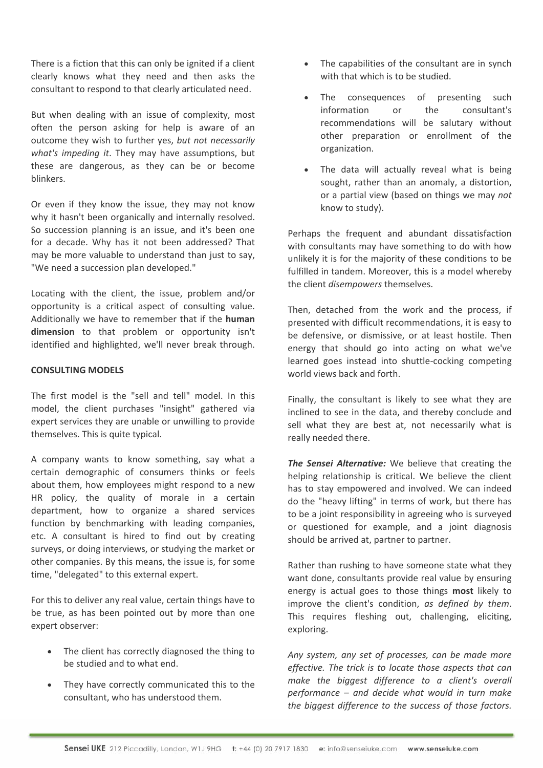There is a fiction that this can only be ignited if a client clearly knows what they need and then asks the consultant to respond to that clearly articulated need.

But when dealing with an issue of complexity, most often the person asking for help is aware of an outcome they wish to further yes, *but not necessarily what's impeding it*. They may have assumptions, but these are dangerous, as they can be or become blinkers.

Or even if they know the issue, they may not know why it hasn't been organically and internally resolved. So succession planning is an issue, and it's been one for a decade. Why has it not been addressed? That may be more valuable to understand than just to say, "We need a succession plan developed."

Locating with the client, the issue, problem and/or opportunity is a critical aspect of consulting value. Additionally we have to remember that if the **human dimension** to that problem or opportunity isn't identified and highlighted, we'll never break through.

**CONSULTING MODELS**

The first model is the "sell and tell" model. In this model, the client purchases "insight" gathered via expert services they are unable or unwilling to provide themselves. This is quite typical.

A company wants to know something, say what a certain demographic of consumers thinks or feels about them, how employees might respond to a new HR policy, the quality of morale in a certain department, how to organize a shared services function by benchmarking with leading companies, etc. A consultant is hired to find out by creating surveys, or doing interviews, or studying the market or other companies. By this means, the issue is, for some time, "delegated" to this external expert.

For this to deliver any real value, certain things have to be true, as has been pointed out by more than one expert observer:

- The client has correctly diagnosed the thing to be studied and to what end.
- They have correctly communicated this to the consultant, who has understood them.
- The capabilities of the consultant are in synch with that which is to be studied.
- The consequences of presenting such information or the consultant's recommendations will be salutary without other preparation or enrollment of the organization.
- The data will actually reveal what is being sought, rather than an anomaly, a distortion, or a partial view (based on things we may *not* know to study).

Perhaps the frequent and abundant dissatisfaction with consultants may have something to do with how unlikely it is for the majority of these conditions to be fulfilled in tandem. Moreover, this is a model whereby the client *disempowers* themselves.

Then, detached from the work and the process, if presented with difficult recommendations, it is easy to be defensive, or dismissive, or at least hostile. Then energy that should go into acting on what we've learned goes instead into shuttle-cocking competing world views back and forth.

Finally, the consultant is likely to see what they are inclined to see in the data, and thereby conclude and sell what they are best at, not necessarily what is really needed there.

***The Sensei Alternative:*** We believe that creating the helping relationship is critical. We believe the client has to stay empowered and involved. We can indeed do the "heavy lifting" in terms of work, but there has to be a joint responsibility in agreeing who is surveyed or questioned for example, and a joint diagnosis should be arrived at, partner to partner.

Rather than rushing to have someone state what they want done, consultants provide real value by ensuring energy is actual goes to those things **most** likely to improve the client's condition, *as defined by them*. This requires fleshing out, challenging, eliciting, exploring.

*Any system, any set of processes, can be made more effective. The trick is to locate those aspects that can make the biggest difference to a client's overall performance – and decide what would in turn make the biggest difference to the success of those factors.*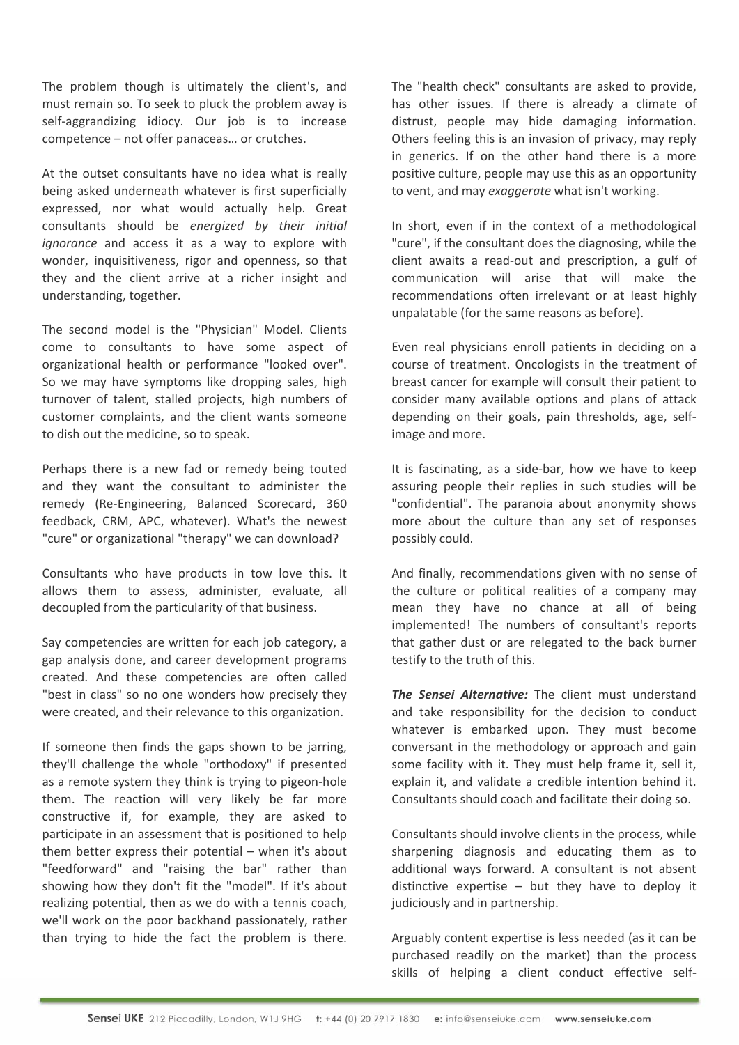The problem though is ultimately the client's, and must remain so. To seek to pluck the problem away is self-aggrandizing idiocy. Our job is to increase competence – not offer panaceas… or crutches.

At the outset consultants have no idea what is really being asked underneath whatever is first superficially expressed, nor what would actually help. Great consultants should be *energized by their initial ignorance* and access it as a way to explore with wonder, inquisitiveness, rigor and openness, so that they and the client arrive at a richer insight and understanding, together.

The second model is the "Physician" Model. Clients come to consultants to have some aspect of organizational health or performance "looked over". So we may have symptoms like dropping sales, high turnover of talent, stalled projects, high numbers of customer complaints, and the client wants someone to dish out the medicine, so to speak.

Perhaps there is a new fad or remedy being touted and they want the consultant to administer the remedy (Re-Engineering, Balanced Scorecard, 360 feedback, CRM, APC, whatever). What's the newest "cure" or organizational "therapy" we can download?

Consultants who have products in tow love this. It allows them to assess, administer, evaluate, all decoupled from the particularity of that business.

Say competencies are written for each job category, a gap analysis done, and career development programs created. And these competencies are often called "best in class" so no one wonders how precisely they were created, and their relevance to this organization.

If someone then finds the gaps shown to be jarring, they'll challenge the whole "orthodoxy" if presented as a remote system they think is trying to pigeon-hole them. The reaction will very likely be far more constructive if, for example, they are asked to participate in an assessment that is positioned to help them better express their potential – when it's about "feedforward" and "raising the bar" rather than showing how they don't fit the "model". If it's about realizing potential, then as we do with a tennis coach, we'll work on the poor backhand passionately, rather than trying to hide the fact the problem is there.

The "health check" consultants are asked to provide, has other issues. If there is already a climate of distrust, people may hide damaging information. Others feeling this is an invasion of privacy, may reply in generics. If on the other hand there is a more positive culture, people may use this as an opportunity to vent, and may *exaggerate* what isn't working.

In short, even if in the context of a methodological "cure", if the consultant does the diagnosing, while the client awaits a read-out and prescription, a gulf of communication will arise that will make the recommendations often irrelevant or at least highly unpalatable (for the same reasons as before).

Even real physicians enroll patients in deciding on a course of treatment. Oncologists in the treatment of breast cancer for example will consult their patient to consider many available options and plans of attack depending on their goals, pain thresholds, age, self-image and more.

It is fascinating, as a side-bar, how we have to keep assuring people their replies in such studies will be "confidential". The paranoia about anonymity shows more about the culture than any set of responses possibly could.

And finally, recommendations given with no sense of the culture or political realities of a company may mean they have no chance at all of being implemented! The numbers of consultant's reports that gather dust or are relegated to the back burner testify to the truth of this.

***The Sensei Alternative:*** The client must understand and take responsibility for the decision to conduct whatever is embarked upon. They must become conversant in the methodology or approach and gain some facility with it. They must help frame it, sell it, explain it, and validate a credible intention behind it. Consultants should coach and facilitate their doing so.

Consultants should involve clients in the process, while sharpening diagnosis and educating them as to additional ways forward. A consultant is not absent distinctive expertise – but they have to deploy it judiciously and in partnership.

Arguably content expertise is less needed (as it can be purchased readily on the market) than the process skills of helping a client conduct effective self-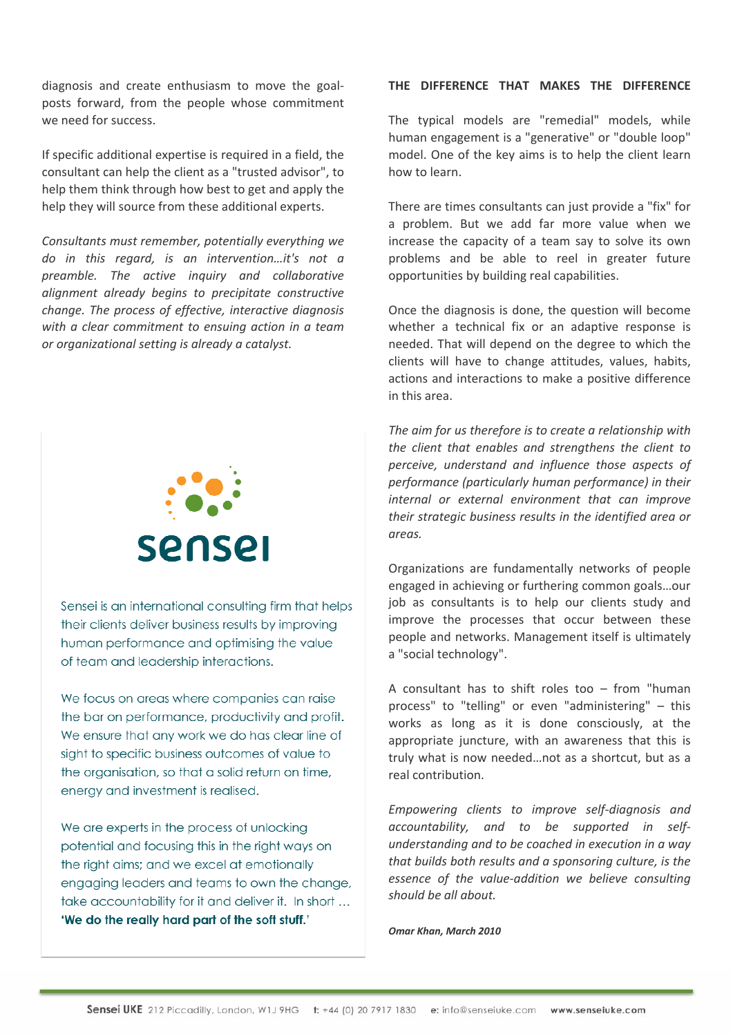diagnosis and create enthusiasm to move the goal-posts forward, from the people whose commitment we need for success.

If specific additional expertise is required in a field, the consultant can help the client as a "trusted advisor", to help them think through how best to get and apply the help they will source from these additional experts.

*Consultants must remember, potentially everything we do in this regard, is an intervention…it's not a preamble. The active inquiry and collaborative alignment already begins to precipitate constructive change. The process of effective, interactive diagnosis with a clear commitment to ensuing action in a team or organizational setting is already a catalyst.*

sensei

Sensei is an international consulting firm that helps their clients deliver business results by improving human performance and optimising the value of team and leadership interactions.

We focus on areas where companies can raise the bar on performance, productivity and profit. We ensure that any work we do has clear line of sight to specific business outcomes of value to the organisation, so that a solid return on time, energy and investment is realised.

We are experts in the process of unlocking potential and focusing this in the right ways on the right aims; and we excel at emotionally engaging leaders and teams to own the change, take accountability for it and deliver it. In short … **'We do the really hard part of the soft stuff.'**

## THE DIFFERENCE THAT MAKES THE DIFFERENCE

The typical models are "remedial" models, while human engagement is a "generative" or "double loop" model. One of the key aims is to help the client learn how to learn.

There are times consultants can just provide a "fix" for a problem. But we add far more value when we increase the capacity of a team say to solve its own problems and be able to reel in greater future opportunities by building real capabilities.

Once the diagnosis is done, the question will become whether a technical fix or an adaptive response is needed. That will depend on the degree to which the clients will have to change attitudes, values, habits, actions and interactions to make a positive difference in this area.

*The aim for us therefore is to create a relationship with the client that enables and strengthens the client to perceive, understand and influence those aspects of performance (particularly human performance) in their internal or external environment that can improve their strategic business results in the identified area or areas.*

Organizations are fundamentally networks of people engaged in achieving or furthering common goals…our job as consultants is to help our clients study and improve the processes that occur between these people and networks. Management itself is ultimately a "social technology".

A consultant has to shift roles too – from "human process" to "telling" or even "administering" – this works as long as it is done consciously, at the appropriate juncture, with an awareness that this is truly what is now needed…not as a shortcut, but as a real contribution.

*Empowering clients to improve self-diagnosis and accountability, and to be supported in self-understanding and to be coached in execution in a way that builds both results and a sponsoring culture, is the essence of the value-addition we believe consulting should be all about.*

***Omar Khan, March 2010***

**Sensei UKE** 212 Piccadilly, London, W1J 9HG **t:** +44 (0) 20 7917 1830 **e:** info@senseiuke.com **www.senseiuke.com**